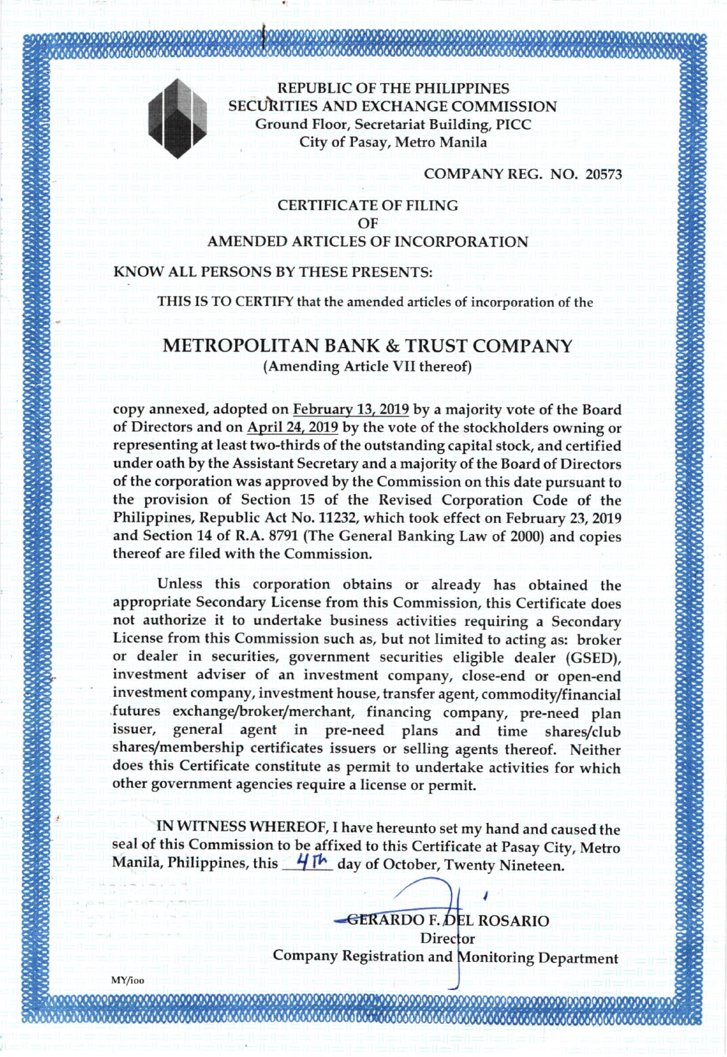REPUBLIC OF THE PHILIPPINES
SECURITIES AND EXCHANGE COMMISSION
Ground Floor, Secretariat Building, PICC
City of Pasay, Metro Manila

COMPANY REG. NO. 20573

## CERTIFICATE OF FILING OF AMENDED ARTICLES OF INCORPORATION

KNOW ALL PERSONS BY THESE PRESENTS:

THIS IS TO CERTIFY that the amended articles of incorporation of the

## METROPOLITAN BANK & TRUST COMPANY

(Amending Article VII thereof)

copy annexed, adopted on February 13, 2019 by a majority vote of the Board of Directors and on April 24, 2019 by the vote of the stockholders owning or representing at least two-thirds of the outstanding capital stock, and certified under oath by the Assistant Secretary and a majority of the Board of Directors of the corporation was approved by the Commission on this date pursuant to the provision of Section 15 of the Revised Corporation Code of the Philippines, Republic Act No. 11232, which took effect on February 23, 2019 and Section 14 of R.A. 8791 (The General Banking Law of 2000) and copies thereof are filed with the Commission.

Unless this corporation obtains or already has obtained the appropriate Secondary License from this Commission, this Certificate does not authorize it to undertake business activities requiring a Secondary License from this Commission such as, but not limited to acting as: broker or dealer in securities, government securities eligible dealer (GSED), investment adviser of an investment company, close-end or open-end investment company, investment house, transfer agent, commodity/financial futures exchange/broker/merchant, financing company, pre-need plan issuer, general agent in pre-need plans and time shares/club shares/membership certificates issuers or selling agents thereof. Neither does this Certificate constitute as permit to undertake activities for which other government agencies require a license or permit.

IN WITNESS WHEREOF, I have hereunto set my hand and caused the seal of this Commission to be affixed to this Certificate at Pasay City, Metro Manila, Philippines, this 4th day of October, Twenty Nineteen.

GERARDO F. DEL ROSARIO
Director
Company Registration and Monitoring Department

MY/ioo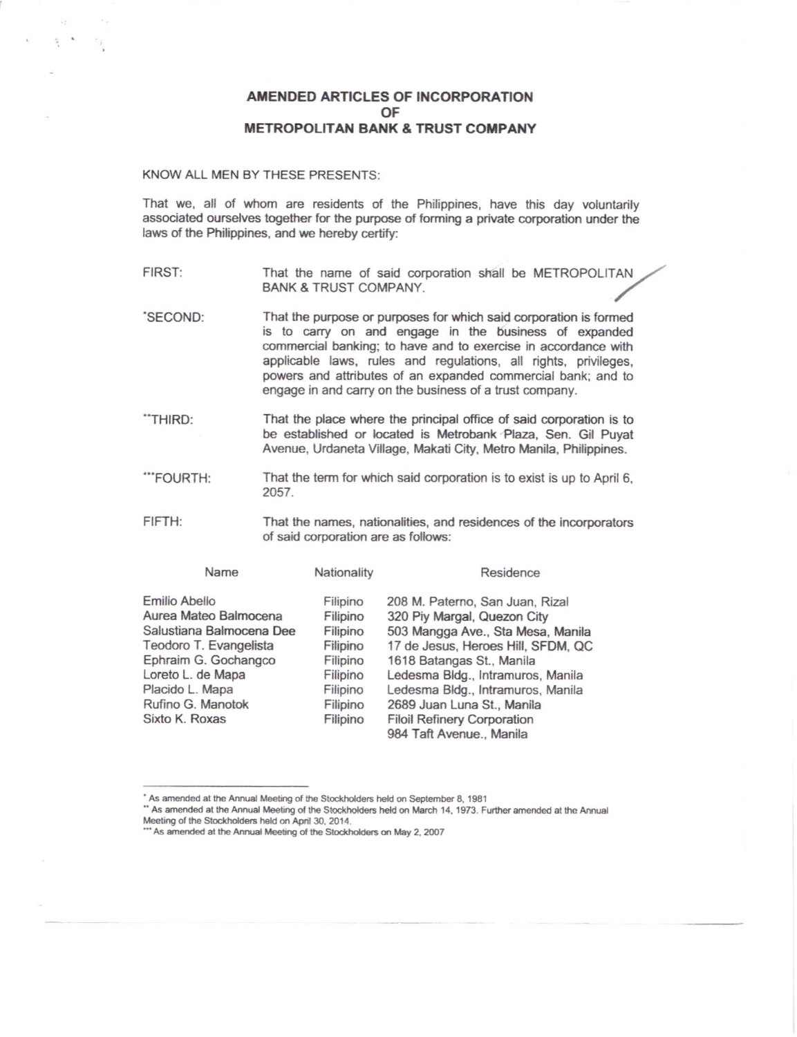# AMENDED ARTICLES OF INCORPORATION OF METROPOLITAN BANK & TRUST COMPANY

KNOW ALL MEN BY THESE PRESENTS:

That we, all of whom are residents of the Philippines, have this day voluntarily associated ourselves together for the purpose of forming a private corporation under the laws of the Philippines, and we hereby certify:

FIRST: That the name of said corporation shall be METROPOLITAN BANK & TRUST COMPANY.

*SECOND: That the purpose or purposes for which said corporation is formed is to carry on and engage in the business of expanded commercial banking; to have and to exercise in accordance with applicable laws, rules and regulations, all rights, privileges, powers and attributes of an expanded commercial bank; and to engage in and carry on the business of a trust company.

**THIRD: That the place where the principal office of said corporation is to be established or located is Metrobank Plaza, Sen. Gil Puyat Avenue, Urdaneta Village, Makati City, Metro Manila, Philippines.

***FOURTH: That the term for which said corporation is to exist is up to April 6, 2057.

FIFTH: That the names, nationalities, and residences of the incorporators of said corporation are as follows:

| Name | Nationality | Residence |
|---|---|---|
| Emilio Abello | Filipino | 208 M. Paterno, San Juan, Rizal |
| Aurea Mateo Balmocena | Filipino | 320 Piy Margal, Quezon City |
| Salustiana Balmocena Dee | Filipino | 503 Mangga Ave., Sta Mesa, Manila |
| Teodoro T. Evangelista | Filipino | 17 de Jesus, Heroes Hill, SFDM, QC |
| Ephraim G. Gochangco | Filipino | 1618 Batangas St., Manila |
| Loreto L. de Mapa | Filipino | Ledesma Bldg., Intramuros, Manila |
| Placido L. Mapa | Filipino | Ledesma Bldg., Intramuros, Manila |
| Rufino G. Manotok | Filipino | 2689 Juan Luna St., Manila |
| Sixto K. Roxas | Filipino | Filoil Refinery Corporation 984 Taft Avenue., Manila |

---

* As amended at the Annual Meeting of the Stockholders held on September 8, 1981

** As amended at the Annual Meeting of the Stockholders held on March 14, 1973. Further amended at the Annual Meeting of the Stockholders held on April 30, 2014.

*** As amended at the Annual Meeting of the Stockholders on May 2, 2007